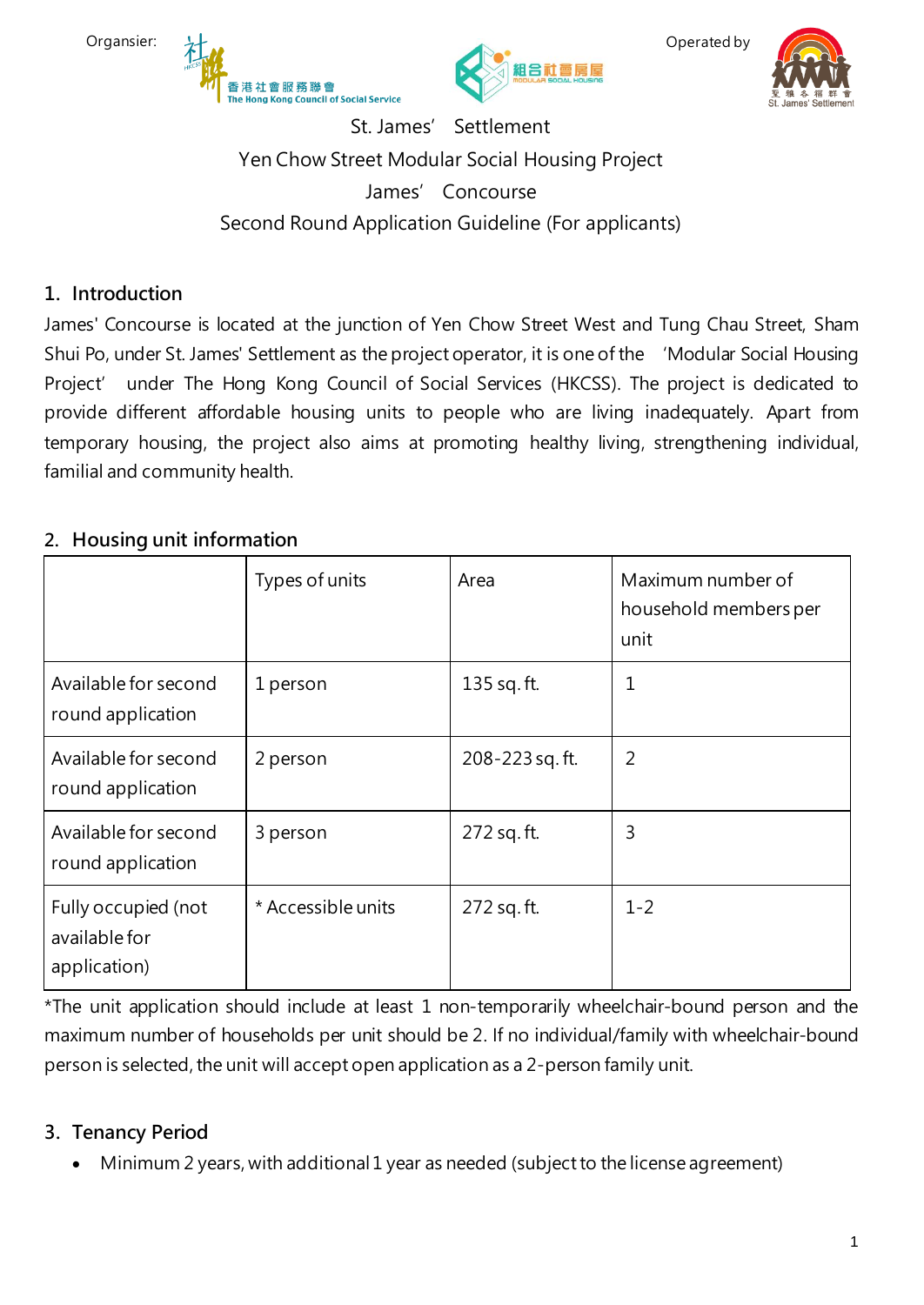Organsier: 香港社會服務聯會 The Hong Kong Council of Social Service 組合社會房屋 MODULAR SOCIAL HOUSING Operated by 聖雅各福群會 St. James' Settlement

St. James' Settlement

Yen Chow Street Modular Social Housing Project

James' Concourse

Second Round Application Guideline (For applicants)

## 1. Introduction

James' Concourse is located at the junction of Yen Chow Street West and Tung Chau Street, Sham Shui Po, under St. James' Settlement as the project operator, it is one of the 'Modular Social Housing Project' under The Hong Kong Council of Social Services (HKCSS). The project is dedicated to provide different affordable housing units to people who are living inadequately. Apart from temporary housing, the project also aims at promoting healthy living, strengthening individual, familial and community health.

## 2. Housing unit information

| | Types of units | Area | Maximum number of household members per unit |
|---|---|---|---|
| Available for second round application | 1 person | 135 sq. ft. | 1 |
| Available for second round application | 2 person | 208-223 sq. ft. | 2 |
| Available for second round application | 3 person | 272 sq. ft. | 3 |
| Fully occupied (not available for application) | * Accessible units | 272 sq. ft. | 1-2 |

*The unit application should include at least 1 non-temporarily wheelchair-bound person and the maximum number of households per unit should be 2. If no individual/family with wheelchair-bound person is selected, the unit will accept open application as a 2-person family unit.

## 3. Tenancy Period

- Minimum 2 years, with additional 1 year as needed (subject to the license agreement)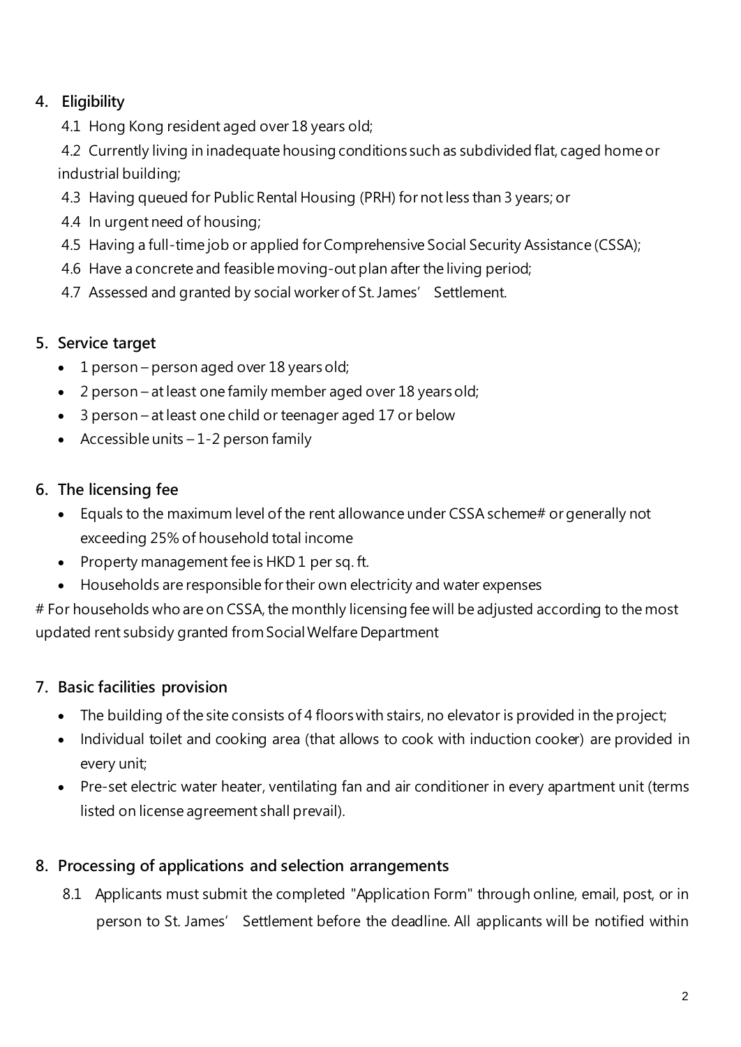## 4. Eligibility

4.1 Hong Kong resident aged over 18 years old;

4.2 Currently living in inadequate housing conditions such as subdivided flat, caged home or industrial building;

4.3 Having queued for Public Rental Housing (PRH) for not less than 3 years; or

4.4 In urgent need of housing;

4.5 Having a full-time job or applied for Comprehensive Social Security Assistance (CSSA);

4.6 Have a concrete and feasible moving-out plan after the living period;

4.7 Assessed and granted by social worker of St. James' Settlement.

## 5. Service target

- 1 person – person aged over 18 years old;
- 2 person – at least one family member aged over 18 years old;
- 3 person – at least one child or teenager aged 17 or below
- Accessible units – 1-2 person family

## 6. The licensing fee

- Equals to the maximum level of the rent allowance under CSSA scheme# or generally not exceeding 25% of household total income
- Property management fee is HKD 1 per sq. ft.
- Households are responsible for their own electricity and water expenses

# For households who are on CSSA, the monthly licensing fee will be adjusted according to the most updated rent subsidy granted from Social Welfare Department

## 7. Basic facilities provision

- The building of the site consists of 4 floors with stairs, no elevator is provided in the project;
- Individual toilet and cooking area (that allows to cook with induction cooker) are provided in every unit;
- Pre-set electric water heater, ventilating fan and air conditioner in every apartment unit (terms listed on license agreement shall prevail).

## 8. Processing of applications and selection arrangements

8.1 Applicants must submit the completed "Application Form" through online, email, post, or in person to St. James' Settlement before the deadline. All applicants will be notified within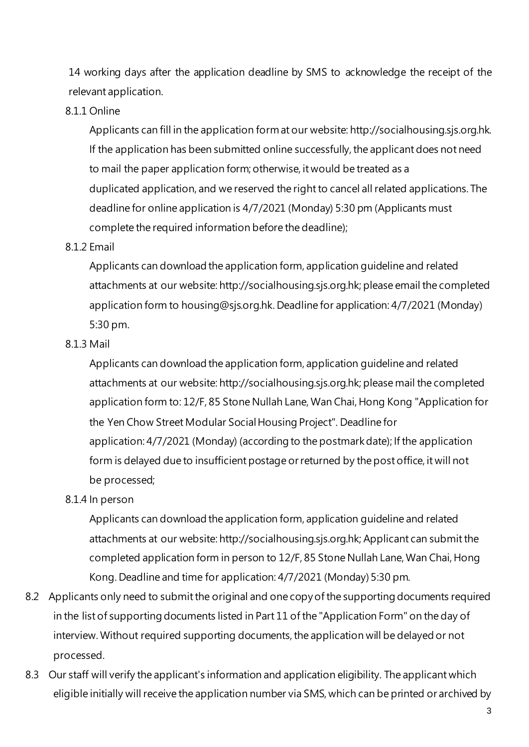14 working days after the application deadline by SMS to acknowledge the receipt of the relevant application.

8.1.1 Online

Applicants can fill in the application form at our website: http://socialhousing.sjs.org.hk. If the application has been submitted online successfully, the applicant does not need to mail the paper application form; otherwise, it would be treated as a duplicated application, and we reserved the right to cancel all related applications. The deadline for online application is 4/7/2021 (Monday) 5:30 pm (Applicants must complete the required information before the deadline);

8.1.2 Email

Applicants can download the application form, application guideline and related attachments at our website: http://socialhousing.sjs.org.hk; please email the completed application form to housing@sjs.org.hk. Deadline for application: 4/7/2021 (Monday) 5:30 pm.

8.1.3 Mail

Applicants can download the application form, application guideline and related attachments at our website: http://socialhousing.sjs.org.hk; please mail the completed application form to: 12/F, 85 Stone Nullah Lane, Wan Chai, Hong Kong "Application for the Yen Chow Street Modular Social Housing Project". Deadline for application: 4/7/2021 (Monday) (according to the postmark date); If the application form is delayed due to insufficient postage or returned by the post office, it will not be processed;

8.1.4 In person

Applicants can download the application form, application guideline and related attachments at our website: http://socialhousing.sjs.org.hk; Applicant can submit the completed application form in person to 12/F, 85 Stone Nullah Lane, Wan Chai, Hong Kong. Deadline and time for application: 4/7/2021 (Monday) 5:30 pm.

8.2 Applicants only need to submit the original and one copy of the supporting documents required in the list of supporting documents listed in Part 11 of the "Application Form" on the day of interview. Without required supporting documents, the application will be delayed or not processed.

8.3 Our staff will verify the applicant's information and application eligibility. The applicant which eligible initially will receive the application number via SMS, which can be printed or archived by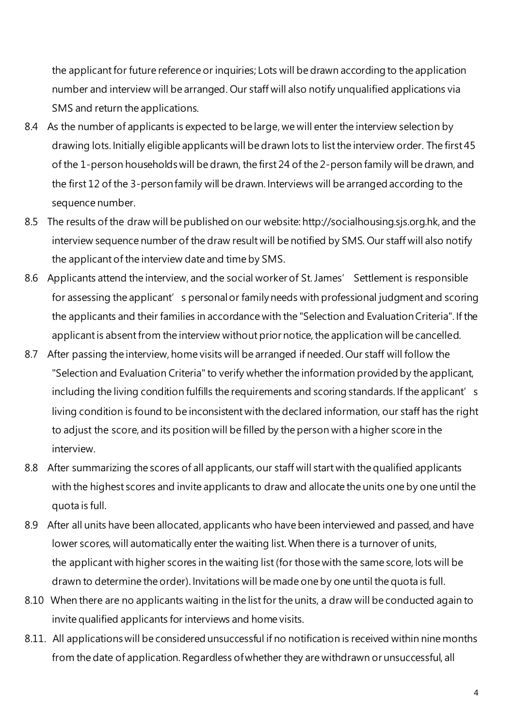the applicant for future reference or inquiries; Lots will be drawn according to the application number and interview will be arranged. Our staff will also notify unqualified applications via SMS and return the applications.

8.4 As the number of applicants is expected to be large, we will enter the interview selection by drawing lots. Initially eligible applicants will be drawn lots to list the interview order. The first 45 of the 1-person households will be drawn, the first 24 of the 2-person family will be drawn, and the first 12 of the 3-person family will be drawn. Interviews will be arranged according to the sequence number.

8.5 The results of the draw will be published on our website: http://socialhousing.sjs.org.hk, and the interview sequence number of the draw result will be notified by SMS. Our staff will also notify the applicant of the interview date and time by SMS.

8.6 Applicants attend the interview, and the social worker of St. James' Settlement is responsible for assessing the applicant's personal or family needs with professional judgment and scoring the applicants and their families in accordance with the "Selection and Evaluation Criteria". If the applicant is absent from the interview without prior notice, the application will be cancelled.

8.7 After passing the interview, home visits will be arranged if needed. Our staff will follow the "Selection and Evaluation Criteria" to verify whether the information provided by the applicant, including the living condition fulfills the requirements and scoring standards. If the applicant's living condition is found to be inconsistent with the declared information, our staff has the right to adjust the score, and its position will be filled by the person with a higher score in the interview.

8.8 After summarizing the scores of all applicants, our staff will start with the qualified applicants with the highest scores and invite applicants to draw and allocate the units one by one until the quota is full.

8.9 After all units have been allocated, applicants who have been interviewed and passed, and have lower scores, will automatically enter the waiting list. When there is a turnover of units, the applicant with higher scores in the waiting list (for those with the same score, lots will be drawn to determine the order). Invitations will be made one by one until the quota is full.

8.10 When there are no applicants waiting in the list for the units, a draw will be conducted again to invite qualified applicants for interviews and home visits.

8.11. All applications will be considered unsuccessful if no notification is received within nine months from the date of application. Regardless of whether they are withdrawn or unsuccessful, all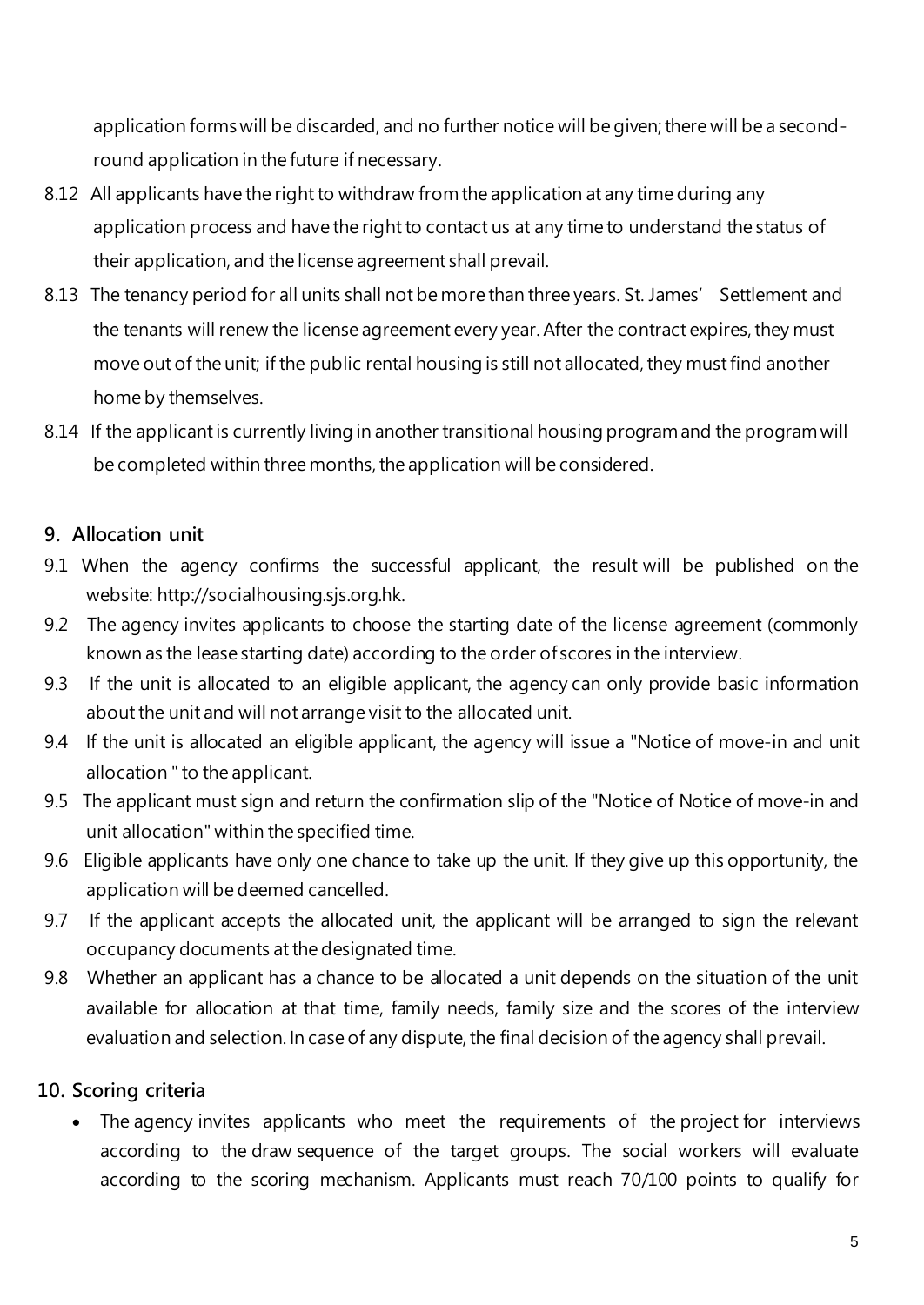application forms will be discarded, and no further notice will be given; there will be a second-round application in the future if necessary.

8.12 All applicants have the right to withdraw from the application at any time during any application process and have the right to contact us at any time to understand the status of their application, and the license agreement shall prevail.

8.13 The tenancy period for all units shall not be more than three years. St. James' Settlement and the tenants will renew the license agreement every year. After the contract expires, they must move out of the unit; if the public rental housing is still not allocated, they must find another home by themselves.

8.14 If the applicant is currently living in another transitional housing program and the program will be completed within three months, the application will be considered.

## 9. Allocation unit

9.1 When the agency confirms the successful applicant, the result will be published on the website: http://socialhousing.sjs.org.hk.

9.2 The agency invites applicants to choose the starting date of the license agreement (commonly known as the lease starting date) according to the order of scores in the interview.

9.3 If the unit is allocated to an eligible applicant, the agency can only provide basic information about the unit and will not arrange visit to the allocated unit.

9.4 If the unit is allocated an eligible applicant, the agency will issue a "Notice of move-in and unit allocation " to the applicant.

9.5 The applicant must sign and return the confirmation slip of the "Notice of Notice of move-in and unit allocation" within the specified time.

9.6 Eligible applicants have only one chance to take up the unit. If they give up this opportunity, the application will be deemed cancelled.

9.7 If the applicant accepts the allocated unit, the applicant will be arranged to sign the relevant occupancy documents at the designated time.

9.8 Whether an applicant has a chance to be allocated a unit depends on the situation of the unit available for allocation at that time, family needs, family size and the scores of the interview evaluation and selection. In case of any dispute, the final decision of the agency shall prevail.

## 10. Scoring criteria

- The agency invites applicants who meet the requirements of the project for interviews according to the draw sequence of the target groups. The social workers will evaluate according to the scoring mechanism. Applicants must reach 70/100 points to qualify for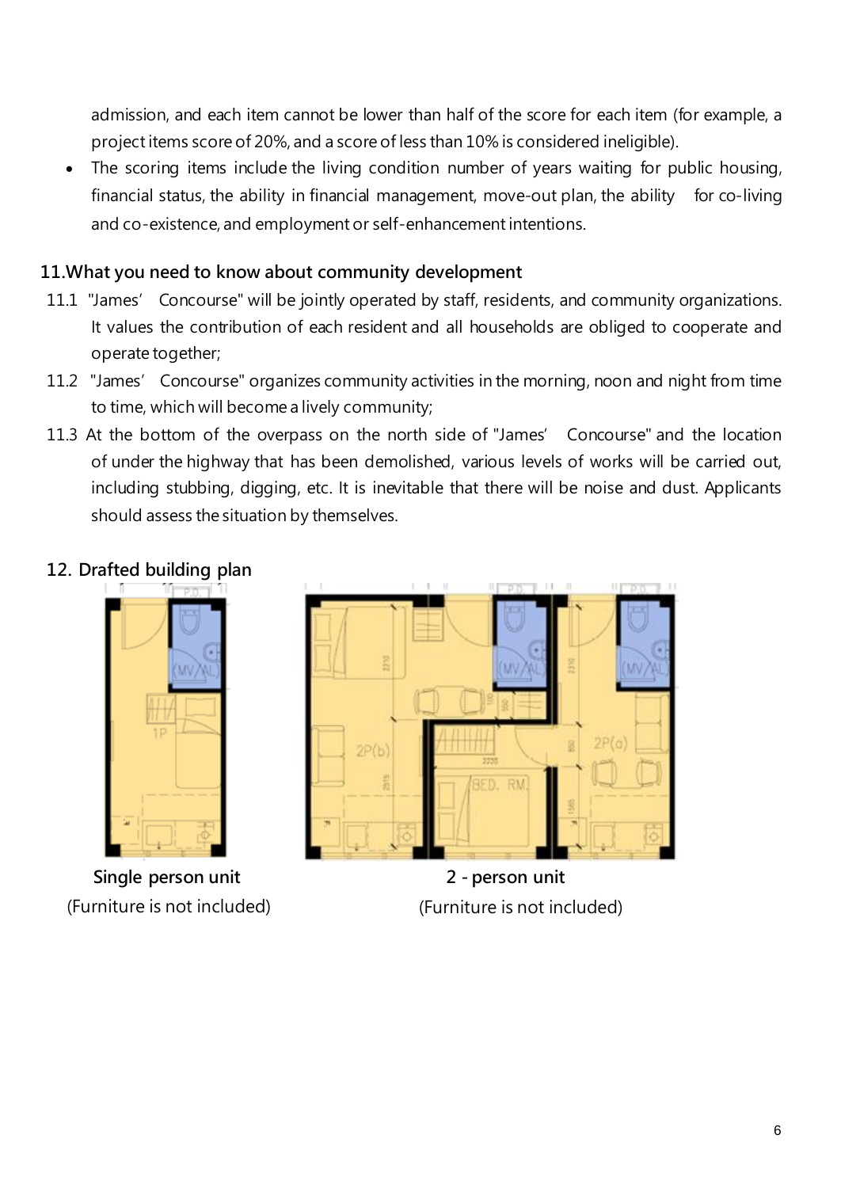admission, and each item cannot be lower than half of the score for each item (for example, a project items score of 20%, and a score of less than 10% is considered ineligible).

- The scoring items include the living condition number of years waiting for public housing, financial status, the ability in financial management, move-out plan, the ability for co-living and co-existence, and employment or self-enhancement intentions.

## 11.What you need to know about community development

11.1 "James' Concourse" will be jointly operated by staff, residents, and community organizations. It values the contribution of each resident and all households are obliged to cooperate and operate together;

11.2 "James' Concourse" organizes community activities in the morning, noon and night from time to time, which will become a lively community;

11.3 At the bottom of the overpass on the north side of "James' Concourse" and the location of under the highway that has been demolished, various levels of works will be carried out, including stubbing, digging, etc. It is inevitable that there will be noise and dust. Applicants should assess the situation by themselves.

## 12. Drafted building plan

**Single person unit**
(Furniture is not included)

**2 - person unit**
(Furniture is not included)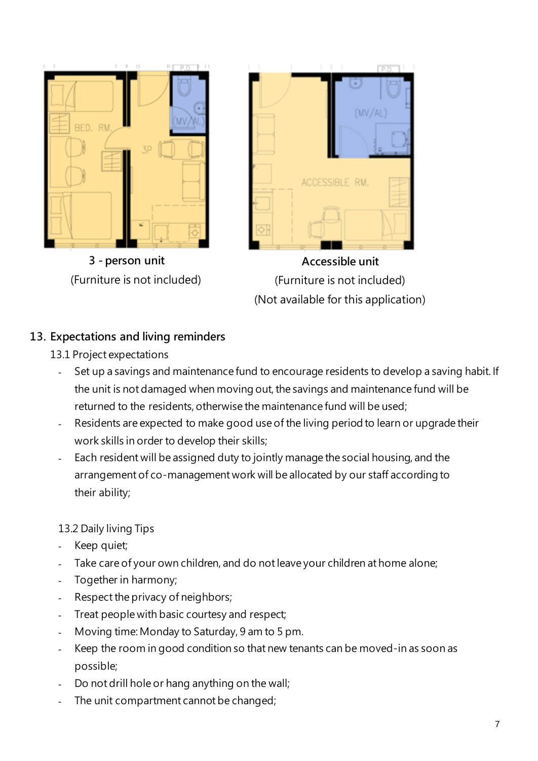3 - person unit

(Furniture is not included)

Accessible unit

(Furniture is not included)

(Not available for this application)

## 13. Expectations and living reminders

### 13.1 Project expectations

- Set up a savings and maintenance fund to encourage residents to develop a saving habit. If the unit is not damaged when moving out, the savings and maintenance fund will be returned to the residents, otherwise the maintenance fund will be used;
- Residents are expected to make good use of the living period to learn or upgrade their work skills in order to develop their skills;
- Each resident will be assigned duty to jointly manage the social housing, and the arrangement of co-management work will be allocated by our staff according to their ability;

### 13.2 Daily living Tips

- Keep quiet;
- Take care of your own children, and do not leave your children at home alone;
- Together in harmony;
- Respect the privacy of neighbors;
- Treat people with basic courtesy and respect;
- Moving time: Monday to Saturday, 9 am to 5 pm.
- Keep the room in good condition so that new tenants can be moved-in as soon as possible;
- Do not drill hole or hang anything on the wall;
- The unit compartment cannot be changed;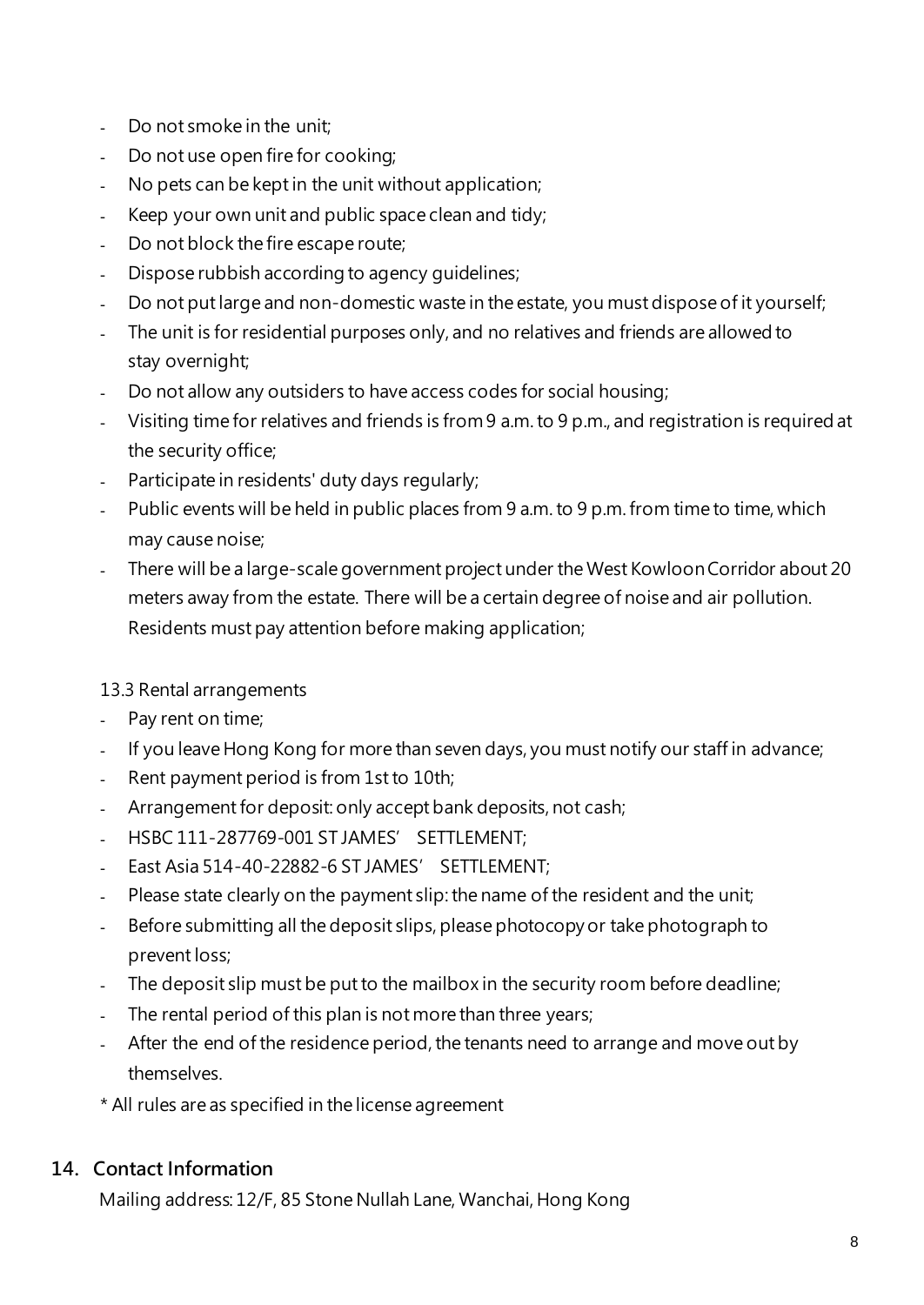- Do not smoke in the unit;
- Do not use open fire for cooking;
- No pets can be kept in the unit without application;
- Keep your own unit and public space clean and tidy;
- Do not block the fire escape route;
- Dispose rubbish according to agency guidelines;
- Do not put large and non-domestic waste in the estate, you must dispose of it yourself;
- The unit is for residential purposes only, and no relatives and friends are allowed to stay overnight;
- Do not allow any outsiders to have access codes for social housing;
- Visiting time for relatives and friends is from 9 a.m. to 9 p.m., and registration is required at the security office;
- Participate in residents' duty days regularly;
- Public events will be held in public places from 9 a.m. to 9 p.m. from time to time, which may cause noise;
- There will be a large-scale government project under the West Kowloon Corridor about 20 meters away from the estate. There will be a certain degree of noise and air pollution. Residents must pay attention before making application;

13.3 Rental arrangements

- Pay rent on time;
- If you leave Hong Kong for more than seven days, you must notify our staff in advance;
- Rent payment period is from 1st to 10th;
- Arrangement for deposit: only accept bank deposits, not cash;
- HSBC 111-287769-001 ST JAMES' SETTLEMENT;
- East Asia 514-40-22882-6 ST JAMES' SETTLEMENT;
- Please state clearly on the payment slip: the name of the resident and the unit;
- Before submitting all the deposit slips, please photocopy or take photograph to prevent loss;
- The deposit slip must be put to the mailbox in the security room before deadline;
- The rental period of this plan is not more than three years;
- After the end of the residence period, the tenants need to arrange and move out by themselves.

\* All rules are as specified in the license agreement

## 14. Contact Information

Mailing address: 12/F, 85 Stone Nullah Lane, Wanchai, Hong Kong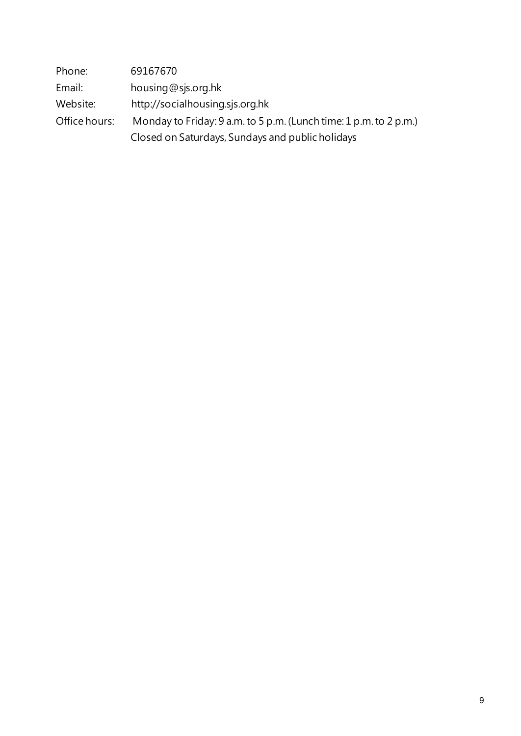| | |
|---|---|
| Phone: | 69167670 |
| Email: | housing@sjs.org.hk |
| Website: | http://socialhousing.sjs.org.hk |
| Office hours: | Monday to Friday: 9 a.m. to 5 p.m. (Lunch time: 1 p.m. to 2 p.m.) |
| | Closed on Saturdays, Sundays and public holidays |